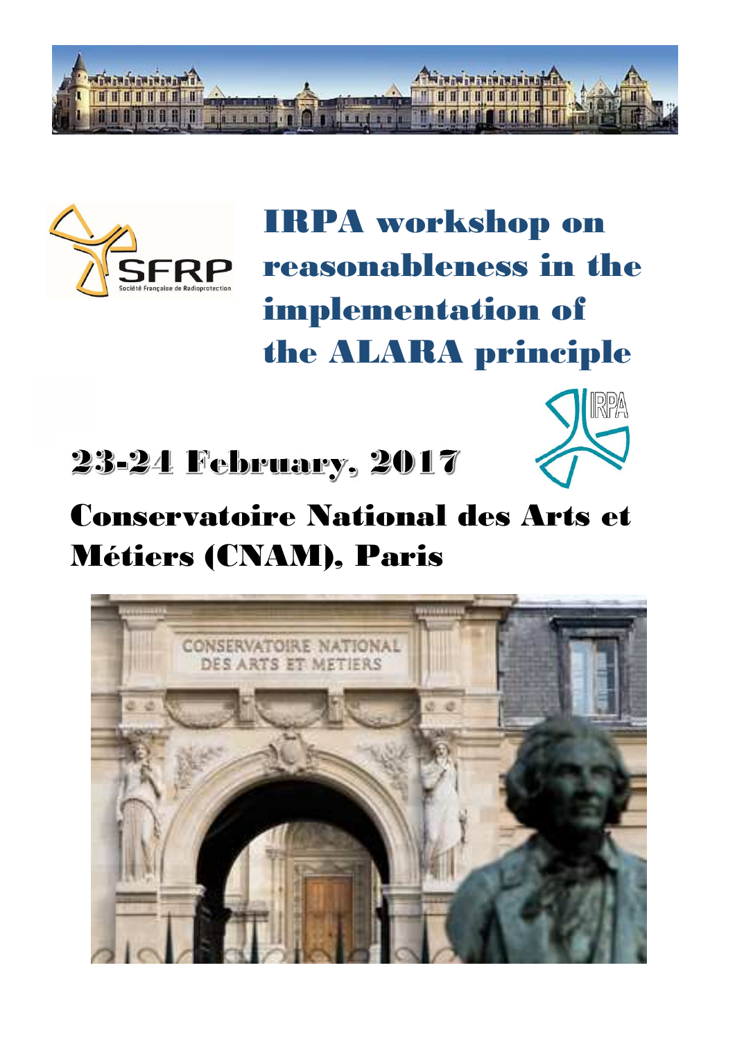SFRP
Société Française de Radioprotection

# IRPA workshop on reasonableness in the implementation of the ALARA principle

IRPA

## 23-24 February, 2017

## Conservatoire National des Arts et Métiers (CNAM), Paris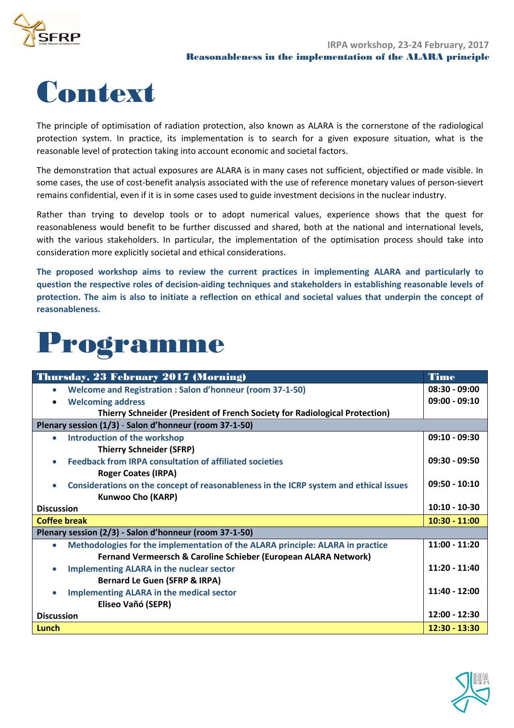# Context

The principle of optimisation of radiation protection, also known as ALARA is the cornerstone of the radiological protection system. In practice, its implementation is to search for a given exposure situation, what is the reasonable level of protection taking into account economic and societal factors.

The demonstration that actual exposures are ALARA is in many cases not sufficient, objectified or made visible. In some cases, the use of cost-benefit analysis associated with the use of reference monetary values of person-sievert remains confidential, even if it is in some cases used to guide investment decisions in the nuclear industry.

Rather than trying to develop tools or to adopt numerical values, experience shows that the quest for reasonableness would benefit to be further discussed and shared, both at the national and international levels, with the various stakeholders. In particular, the implementation of the optimisation process should take into consideration more explicitly societal and ethical considerations.

**The proposed workshop aims to review the current practices in implementing ALARA and particularly to question the respective roles of decision-aiding techniques and stakeholders in establishing reasonable levels of protection. The aim is also to initiate a reflection on ethical and societal values that underpin the concept of reasonableness.**

# Programme

| Thursday, 23 February 2017 (Morning) | Time |
|---|---|
| • Welcome and Registration : Salon d'honneur (room 37-1-50) | 08:30 - 09:00 |
| • Welcoming address<br>**Thierry Schneider (President of French Society for Radiological Protection)** | 09:00 - 09:10 |
| **Plenary session (1/3) - Salon d'honneur (room 37-1-50)** | |
| • Introduction of the workshop<br>**Thierry Schneider (SFRP)** | 09:10 - 09:30 |
| • Feedback from IRPA consultation of affiliated societies<br>**Roger Coates (IRPA)** | 09:30 - 09:50 |
| • Considerations on the concept of reasonableness in the ICRP system and ethical issues<br>**Kunwoo Cho (KARP)** | 09:50 - 10:10 |
| **Discussion** | 10:10 - 10:30 |
| **Coffee break** | 10:30 - 11:00 |
| **Plenary session (2/3) - Salon d'honneur (room 37-1-50)** | |
| • Methodologies for the implementation of the ALARA principle: ALARA in practice<br>**Fernand Vermeersch & Caroline Schieber (European ALARA Network)** | 11:00 - 11:20 |
| • Implementing ALARA in the nuclear sector<br>**Bernard Le Guen (SFRP & IRPA)** | 11:20 - 11:40 |
| • Implementing ALARA in the medical sector<br>**Eliseo Vañó (SEPR)** | 11:40 - 12:00 |
| **Discussion** | 12:00 - 12:30 |
| **Lunch** | 12:30 - 13:30 |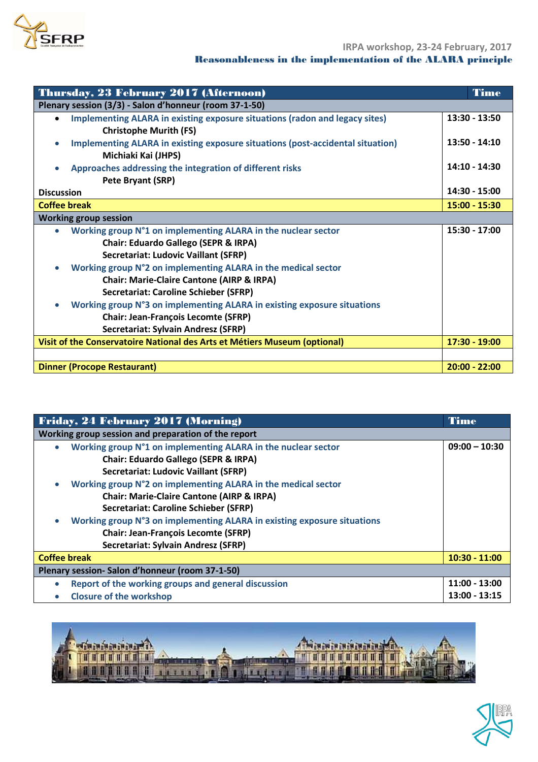IRPA workshop, 23-24 February, 2017

**Reasonableness in the implementation of the ALARA principle**

| Thursday, 23 February 2017 (Afternoon) | Time |
| --- | --- |
| **Plenary session (3/3) - Salon d'honneur (room 37-1-50)** | |
| • Implementing ALARA in existing exposure situations (radon and legacy sites)<br>**Christophe Murith (FS)** | 13:30 - 13:50 |
| • Implementing ALARA in existing exposure situations (post-accidental situation)<br>**Michiaki Kai (JHPS)** | 13:50 - 14:10 |
| • Approaches addressing the integration of different risks<br>**Pete Bryant (SRP)** | 14:10 - 14:30 |
| **Discussion** | 14:30 - 15:00 |
| **Coffee break** | 15:00 - 15:30 |
| **Working group session** | |
| • Working group N°1 on implementing ALARA in the nuclear sector<br>**Chair: Eduardo Gallego (SEPR & IRPA)**<br>**Secretariat: Ludovic Vaillant (SFRP)**<br>• Working group N°2 on implementing ALARA in the medical sector<br>**Chair: Marie-Claire Cantone (AIRP & IRPA)**<br>**Secretariat: Caroline Schieber (SFRP)**<br>• Working group N°3 on implementing ALARA in existing exposure situations<br>**Chair: Jean-François Lecomte (SFRP)**<br>**Secretariat: Sylvain Andresz (SFRP)** | 15:30 - 17:00 |
| **Visit of the Conservatoire National des Arts et Métiers Museum (optional)** | 17:30 - 19:00 |
| | |
| **Dinner (Procope Restaurant)** | 20:00 - 22:00 |

| Friday, 24 February 2017 (Morning) | Time |
| --- | --- |
| **Working group session and preparation of the report** | |
| • Working group N°1 on implementing ALARA in the nuclear sector<br>**Chair: Eduardo Gallego (SEPR & IRPA)**<br>**Secretariat: Ludovic Vaillant (SFRP)**<br>• Working group N°2 on implementing ALARA in the medical sector<br>**Chair: Marie-Claire Cantone (AIRP & IRPA)**<br>**Secretariat: Caroline Schieber (SFRP)**<br>• Working group N°3 on implementing ALARA in existing exposure situations<br>**Chair: Jean-François Lecomte (SFRP)**<br>**Secretariat: Sylvain Andresz (SFRP)** | 09:00 – 10:30 |
| **Coffee break** | 10:30 - 11:00 |
| **Plenary session- Salon d'honneur (room 37-1-50)** | |
| • Report of the working groups and general discussion | 11:00 - 13:00 |
| • Closure of the workshop | 13:00 - 13:15 |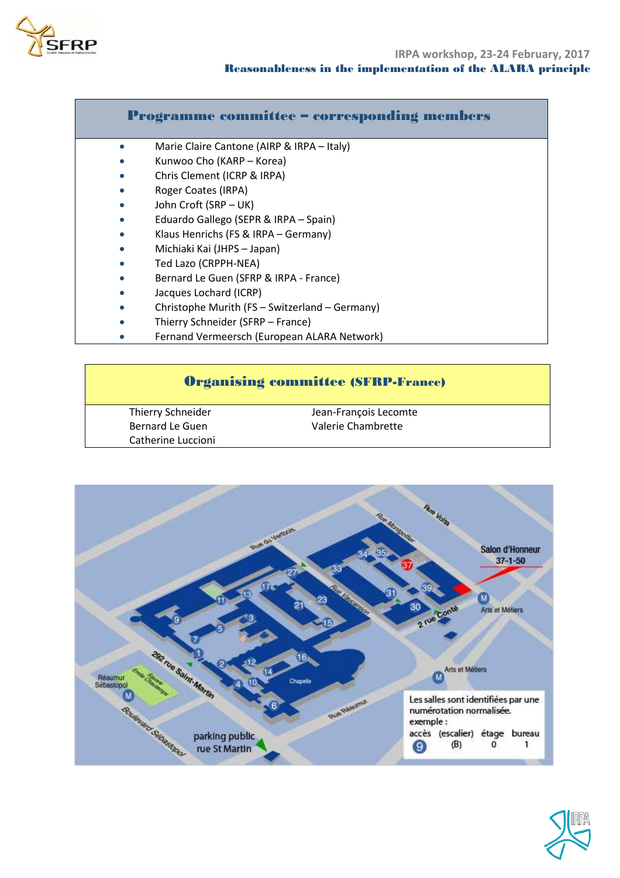## Programme committee – corresponding members

- Marie Claire Cantone (AIRP & IRPA – Italy)
- Kunwoo Cho (KARP – Korea)
- Chris Clement (ICRP & IRPA)
- Roger Coates (IRPA)
- John Croft (SRP – UK)
- Eduardo Gallego (SEPR & IRPA – Spain)
- Klaus Henrichs (FS & IRPA – Germany)
- Michiaki Kai (JHPS – Japan)
- Ted Lazo (CRPPH-NEA)
- Bernard Le Guen (SFRP & IRPA - France)
- Jacques Lochard (ICRP)
- Christophe Murith (FS – Switzerland – Germany)
- Thierry Schneider (SFRP – France)
- Fernand Vermeersch (European ALARA Network)

## Organising committee (SFRP-France)

Thierry Schneider
Bernard Le Guen
Catherine Luccioni
Jean-François Lecomte
Valerie Chambrette

Salon d'Honneur 37-1-50

Les salles sont identifiées par une numérotation normalisée.
exemple :
accès (escalier) étage bureau
9 (B) 0 1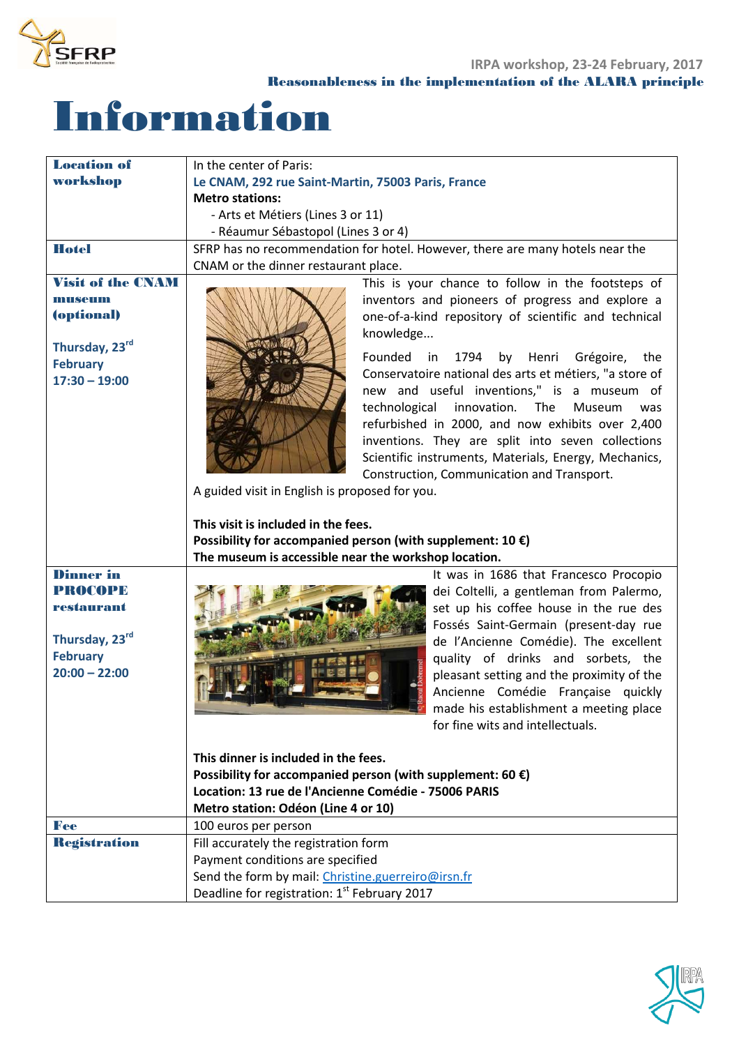IRPA workshop, 23-24 February, 2017

**Reasonableness in the implementation of the ALARA principle**

# Information

| | |
|---|---|
| **Location of workshop** | In the center of Paris:<br>**Le CNAM, 292 rue Saint-Martin, 75003 Paris, France**<br>**Metro stations:**<br>- Arts et Métiers (Lines 3 or 11)<br>- Réaumur Sébastopol (Lines 3 or 4) |
| **Hotel** | SFRP has no recommendation for hotel. However, there are many hotels near the CNAM or the dinner restaurant place. |
| **Visit of the CNAM museum (optional)**<br><br>**Thursday, 23rd February**<br>**17:30 – 19:00** | This is your chance to follow in the footsteps of inventors and pioneers of progress and explore a one-of-a-kind repository of scientific and technical knowledge...<br><br>Founded in 1794 by Henri Grégoire, the Conservatoire national des arts et métiers, "a store of new and useful inventions," is a museum of technological innovation. The Museum was refurbished in 2000, and now exhibits over 2,400 inventions. They are split into seven collections Scientific instruments, Materials, Energy, Mechanics, Construction, Communication and Transport.<br>A guided visit in English is proposed for you.<br><br>**This visit is included in the fees.**<br>**Possibility for accompanied person (with supplement: 10 €)**<br>**The museum is accessible near the workshop location.** |
| **Dinner in PROCOPE restaurant**<br><br>**Thursday, 23rd February**<br>**20:00 – 22:00** | It was in 1686 that Francesco Procopio dei Coltelli, a gentleman from Palermo, set up his coffee house in the rue des Fossés Saint-Germain (present-day rue de l'Ancienne Comédie). The excellent quality of drinks and sorbets, the pleasant setting and the proximity of the Ancienne Comédie Française quickly made his establishment a meeting place for fine wits and intellectuals.<br><br>**This dinner is included in the fees.**<br>**Possibility for accompanied person (with supplement: 60 €)**<br>**Location: 13 rue de l'Ancienne Comédie - 75006 PARIS**<br>**Metro station: Odéon (Line 4 or 10)** |
| **Fee** | 100 euros per person |
| **Registration** | Fill accurately the registration form<br>Payment conditions are specified<br>Send the form by mail: Christine.guerreiro@irsn.fr<br>Deadline for registration: 1st February 2017 |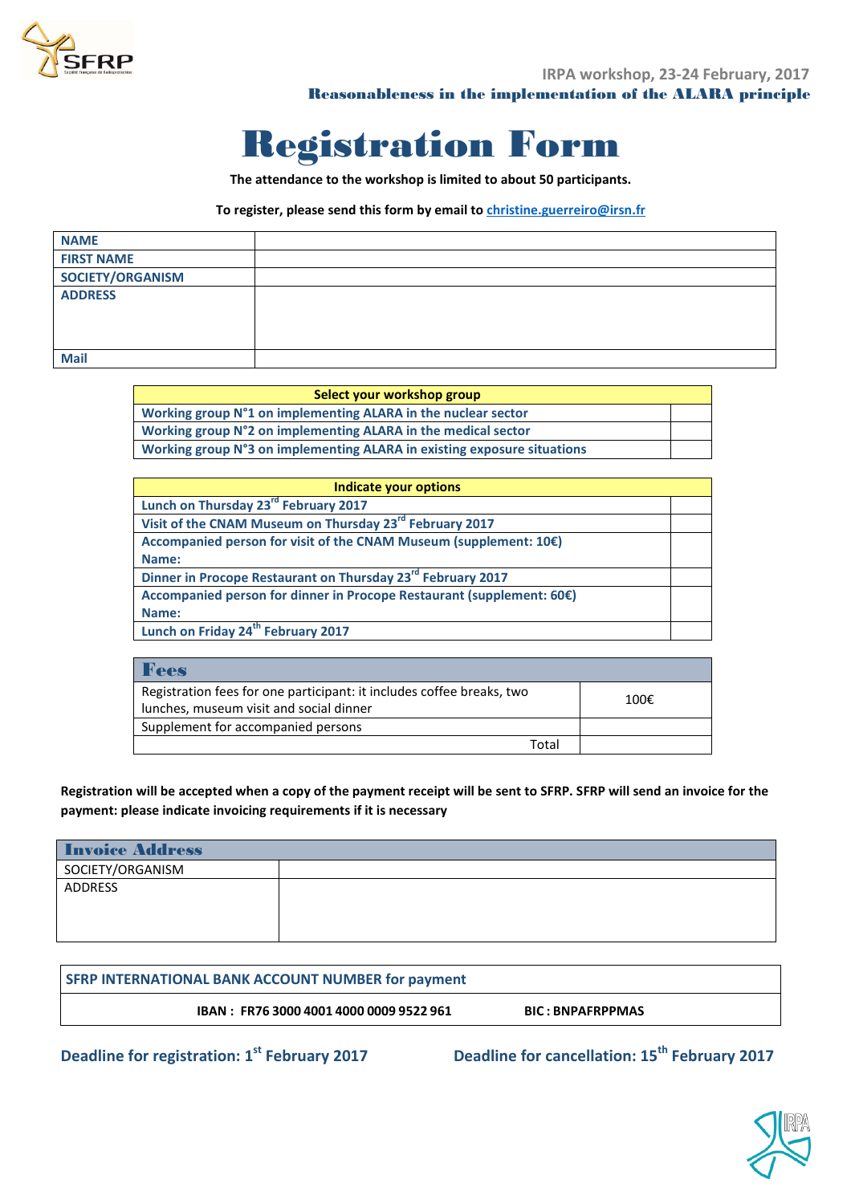IRPA workshop, 23-24 February, 2017

**Reasonableness in the implementation of the ALARA principle**

# Registration Form

**The attendance to the workshop is limited to about 50 participants.**

**To register, please send this form by email to christine.guerreiro@irsn.fr**

| | |
|---|---|
| **NAME** | |
| **FIRST NAME** | |
| **SOCIETY/ORGANISM** | |
| **ADDRESS** | |
| **Mail** | |

| **Select your workshop group** | |
|---|---|
| **Working group N°1 on implementing ALARA in the nuclear sector** | |
| **Working group N°2 on implementing ALARA in the medical sector** | |
| **Working group N°3 on implementing ALARA in existing exposure situations** | |

| **Indicate your options** | |
|---|---|
| **Lunch on Thursday 23rd February 2017** | |
| **Visit of the CNAM Museum on Thursday 23rd February 2017** | |
| **Accompanied person for visit of the CNAM Museum (supplement: 10€) Name:** | |
| **Dinner in Procope Restaurant on Thursday 23rd February 2017** | |
| **Accompanied person for dinner in Procope Restaurant (supplement: 60€) Name:** | |
| **Lunch on Friday 24th February 2017** | |

| **Fees** | |
|---|---|
| Registration fees for one participant: it includes coffee breaks, two lunches, museum visit and social dinner | 100€ |
| Supplement for accompanied persons | |
| Total | |

**Registration will be accepted when a copy of the payment receipt will be sent to SFRP. SFRP will send an invoice for the payment: please indicate invoicing requirements if it is necessary**

| **Invoice Address** | |
|---|---|
| SOCIETY/ORGANISM | |
| ADDRESS | |

| **SFRP INTERNATIONAL BANK ACCOUNT NUMBER for payment** |
|---|
| **IBAN : FR76 3000 4001 4000 0009 9522 961** **BIC : BNPAFRPPMAS** |

**Deadline for registration: 1st February 2017** **Deadline for cancellation: 15th February 2017**